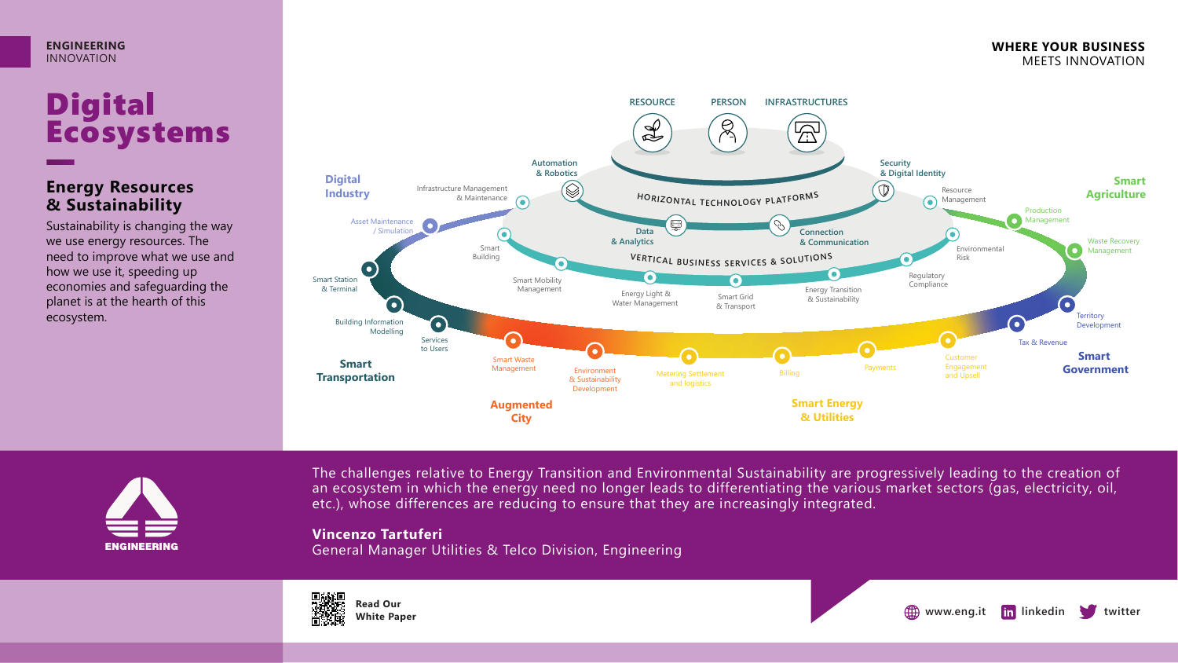ENGINEERING
INNOVATION

WHERE YOUR BUSINESS
MEETS INNOVATION

# Digital Ecosystems

## Energy Resources & Sustainability

Sustainability is changing the way we use energy resources. The need to improve what we use and how we use it, speeding up economies and safeguarding the planet is at the hearth of this ecosystem.

RESOURCE | PERSON | INFRASTRUCTURES

HORIZONTAL TECHNOLOGY PLATFORMS

- Automation & Robotics
- Data & Analytics
- Connection & Communication
- Security & Digital Identity

VERTICAL BUSINESS SERVICES & SOLUTIONS

**Digital Industry**
- Infrastructure Management & Maintenance
- Asset Maintenance / Simulation
- Smart Building
- Smart Mobility Management

**Smart Transportation**
- Smart Station & Terminal
- Building Information Modelling
- Services to Users

**Augmented City**
- Smart Waste Management
- Environment & Sustainability Development
- Energy Light & Water Management

**Smart Energy & Utilities**
- Metering Settlement and logistics
- Billing
- Payments
- Customer Engagement and Upsell
- Smart Grid & Transport
- Energy Transition & Sustainability

**Smart Government**
- Tax & Revenue
- Territory Development
- Regulatory Compliance

**Smart Agriculture**
- Resource Management
- Production Management
- Waste Recovery Management
- Environmental Risk

The challenges relative to Energy Transition and Environmental Sustainability are progressively leading to the creation of an ecosystem in which the energy need no longer leads to differentiating the various market sectors (gas, electricity, oil, etc.), whose differences are reducing to ensure that they are increasingly integrated.

**Vincenzo Tartuferi**
General Manager Utilities & Telco Division, Engineering

ENGINEERING

**Read Our White Paper**

www.eng.it | linkedin | twitter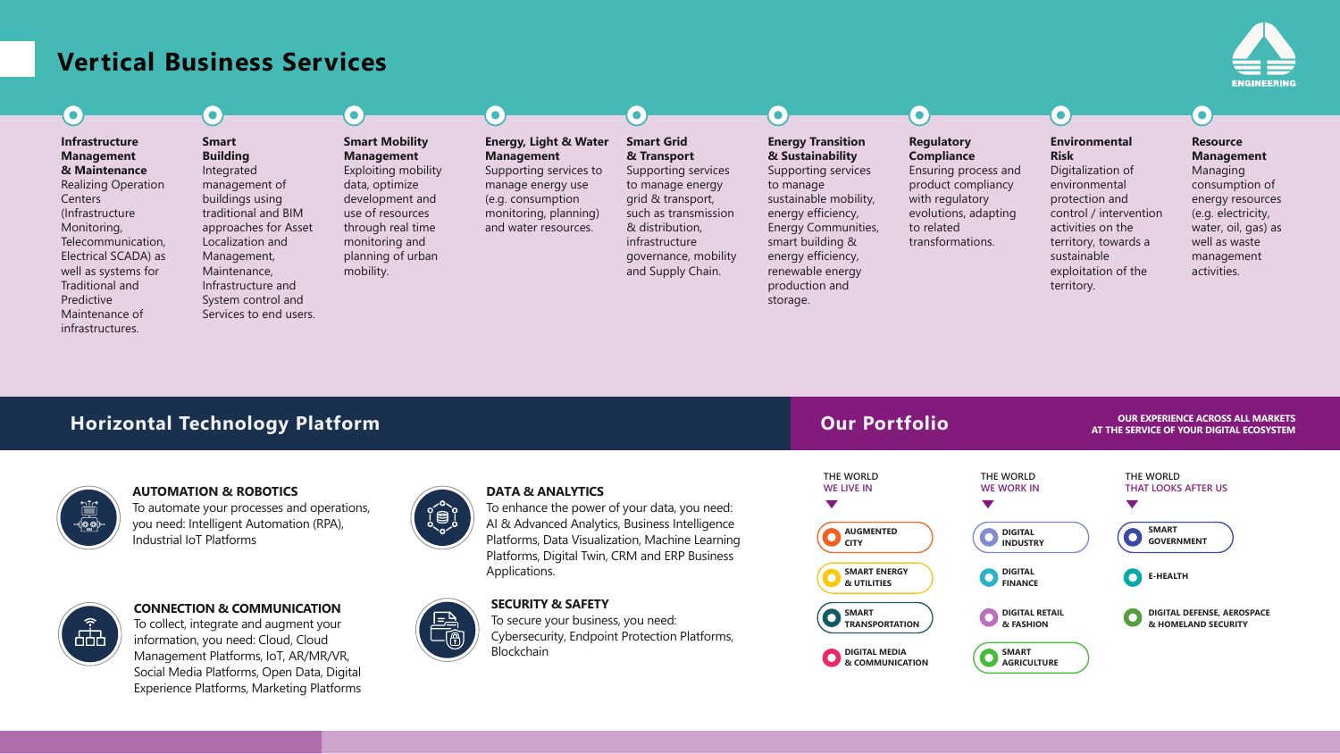# Vertical Business Services

**Infrastructure Management & Maintenance**
Realizing Operation Centers (Infrastructure Monitoring, Telecommunication, Electrical SCADA) as well as systems for Traditional and Predictive Maintenance of infrastructures.

**Smart Building**
Integrated management of buildings using traditional and BIM approaches for Asset Localization and Management, Maintenance, Infrastructure and System control and Services to end users.

**Smart Mobility Management**
Exploiting mobility data, optimize development and use of resources through real time monitoring and planning of urban mobility.

**Energy, Light & Water Management**
Supporting services to manage energy use (e.g. consumption monitoring, planning) and water resources.

**Smart Grid & Transport**
Supporting services to manage energy grid & transport, such as transmission & distribution, infrastructure governance, mobility and Supply Chain.

**Energy Transition & Sustainability**
Supporting services to manage sustainable mobility, energy efficiency, Energy Communities, smart building & energy efficiency, renewable energy production and storage.

**Regulatory Compliance**
Ensuring process and product compliancy with regulatory evolutions, adapting to related transformations.

**Environmental Risk**
Digitalization of environmental protection and control / intervention activities on the territory, towards a sustainable exploitation of the territory.

**Resource Management**
Managing consumption of energy resources (e.g. electricity, water, oil, gas) as well as waste management activities.

## Horizontal Technology Platform

**AUTOMATION & ROBOTICS**
To automate your processes and operations, you need: Intelligent Automation (RPA), Industrial IoT Platforms

**DATA & ANALYTICS**
To enhance the power of your data, you need: AI & Advanced Analytics, Business Intelligence Platforms, Data Visualization, Machine Learning Platforms, Digital Twin, CRM and ERP Business Applications.

**CONNECTION & COMMUNICATION**
To collect, integrate and augment your information, you need: Cloud, Cloud Management Platforms, IoT, AR/MR/VR, Social Media Platforms, Open Data, Digital Experience Platforms, Marketing Platforms

**SECURITY & SAFETY**
To secure your business, you need: Cybersecurity, Endpoint Protection Platforms, Blockchain

## Our Portfolio

OUR EXPERIENCE ACROSS ALL MARKETS AT THE SERVICE OF YOUR DIGITAL ECOSYSTEM

**THE WORLD WE LIVE IN**
- AUGMENTED CITY
- SMART ENERGY & UTILITIES
- SMART TRANSPORTATION
- DIGITAL MEDIA & COMMUNICATION

**THE WORLD WE WORK IN**
- DIGITAL INDUSTRY
- DIGITAL FINANCE
- DIGITAL RETAIL & FASHION
- SMART AGRICULTURE

**THE WORLD THAT LOOKS AFTER US**
- SMART GOVERNMENT
- E-HEALTH
- DIGITAL DEFENSE, AEROSPACE & HOMELAND SECURITY